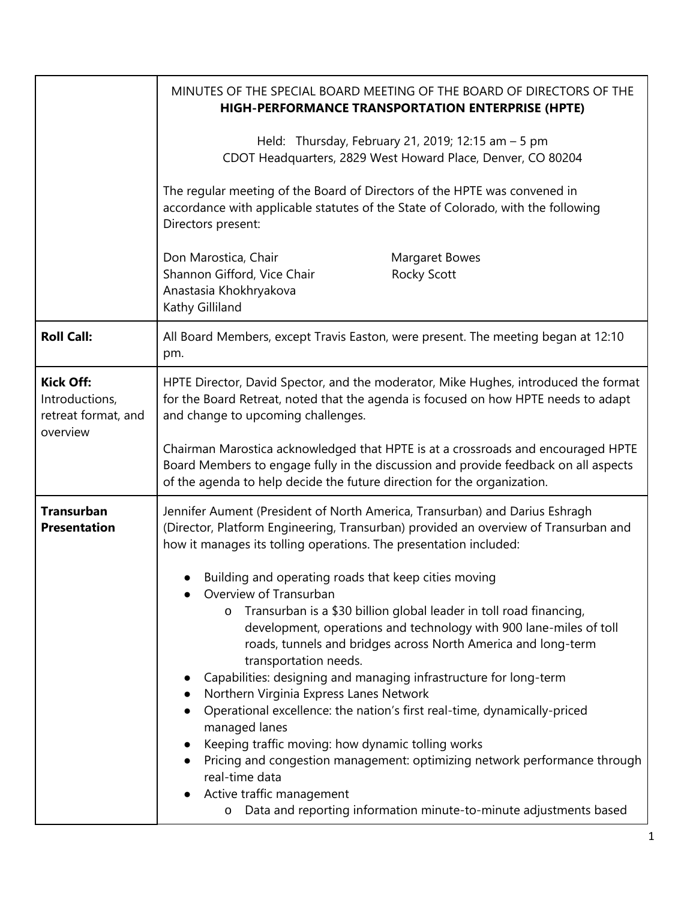| | MINUTES OF THE SPECIAL BOARD MEETING OF THE BOARD OF DIRECTORS OF THE **HIGH-PERFORMANCE TRANSPORTATION ENTERPRISE (HPTE)**<br><br>Held: Thursday, February 21, 2019; 12:15 am – 5 pm<br>CDOT Headquarters, 2829 West Howard Place, Denver, CO 80204<br><br>The regular meeting of the Board of Directors of the HPTE was convened in accordance with applicable statutes of the State of Colorado, with the following Directors present:<br><br>Don Marostica, Chair<br>Shannon Gifford, Vice Chair<br>Anastasia Khokhryakova<br>Kathy Gilliland<br>Margaret Bowes<br>Rocky Scott |
|---|---|
| **Roll Call:** | All Board Members, except Travis Easton, were present. The meeting began at 12:10 pm. |
| **Kick Off:** Introductions, retreat format, and overview | HPTE Director, David Spector, and the moderator, Mike Hughes, introduced the format for the Board Retreat, noted that the agenda is focused on how HPTE needs to adapt and change to upcoming challenges.<br><br>Chairman Marostica acknowledged that HPTE is at a crossroads and encouraged HPTE Board Members to engage fully in the discussion and provide feedback on all aspects of the agenda to help decide the future direction for the organization. |
| **Transurban Presentation** | Jennifer Aument (President of North America, Transurban) and Darius Eshragh (Director, Platform Engineering, Transurban) provided an overview of Transurban and how it manages its tolling operations. The presentation included:<br><br>● Building and operating roads that keep cities moving<br>● Overview of Transurban<br>&nbsp;&nbsp;&nbsp;&nbsp;o Transurban is a $30 billion global leader in toll road financing, development, operations and technology with 900 lane-miles of toll roads, tunnels and bridges across North America and long-term transportation needs.<br>● Capabilities: designing and managing infrastructure for long-term<br>● Northern Virginia Express Lanes Network<br>● Operational excellence: the nation's first real-time, dynamically-priced managed lanes<br>● Keeping traffic moving: how dynamic tolling works<br>● Pricing and congestion management: optimizing network performance through real-time data<br>● Active traffic management<br>&nbsp;&nbsp;&nbsp;&nbsp;o Data and reporting information minute-to-minute adjustments based |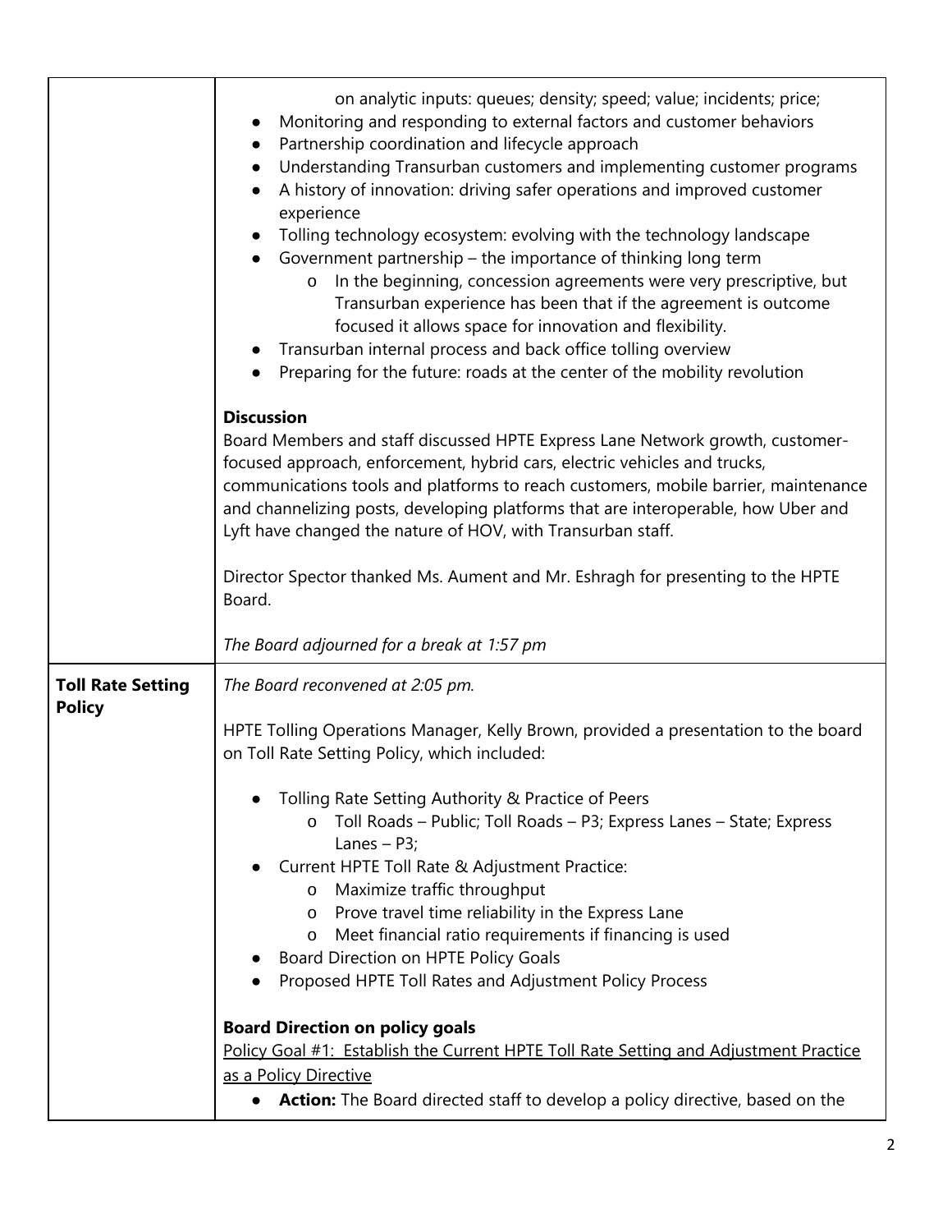| | |
|---|---|
| | on analytic inputs: queues; density; speed; value; incidents; price;<br>● Monitoring and responding to external factors and customer behaviors<br>● Partnership coordination and lifecycle approach<br>● Understanding Transurban customers and implementing customer programs<br>● A history of innovation: driving safer operations and improved customer experience<br>● Tolling technology ecosystem: evolving with the technology landscape<br>● Government partnership – the importance of thinking long term<br>&nbsp;&nbsp;&nbsp;&nbsp;o In the beginning, concession agreements were very prescriptive, but Transurban experience has been that if the agreement is outcome focused it allows space for innovation and flexibility.<br>● Transurban internal process and back office tolling overview<br>● Preparing for the future: roads at the center of the mobility revolution<br><br>**Discussion**<br>Board Members and staff discussed HPTE Express Lane Network growth, customer-focused approach, enforcement, hybrid cars, electric vehicles and trucks, communications tools and platforms to reach customers, mobile barrier, maintenance and channelizing posts, developing platforms that are interoperable, how Uber and Lyft have changed the nature of HOV, with Transurban staff.<br><br>Director Spector thanked Ms. Aument and Mr. Eshragh for presenting to the HPTE Board.<br><br>*The Board adjourned for a break at 1:57 pm* |
| **Toll Rate Setting Policy** | *The Board reconvened at 2:05 pm.*<br><br>HPTE Tolling Operations Manager, Kelly Brown, provided a presentation to the board on Toll Rate Setting Policy, which included:<br><br>● Tolling Rate Setting Authority & Practice of Peers<br>&nbsp;&nbsp;&nbsp;&nbsp;o Toll Roads – Public; Toll Roads – P3; Express Lanes – State; Express Lanes – P3;<br>● Current HPTE Toll Rate & Adjustment Practice:<br>&nbsp;&nbsp;&nbsp;&nbsp;o Maximize traffic throughput<br>&nbsp;&nbsp;&nbsp;&nbsp;o Prove travel time reliability in the Express Lane<br>&nbsp;&nbsp;&nbsp;&nbsp;o Meet financial ratio requirements if financing is used<br>● Board Direction on HPTE Policy Goals<br>● Proposed HPTE Toll Rates and Adjustment Policy Process<br><br>**Board Direction on policy goals**<br><u>Policy Goal #1: Establish the Current HPTE Toll Rate Setting and Adjustment Practice as a Policy Directive</u><br>● **Action:** The Board directed staff to develop a policy directive, based on the |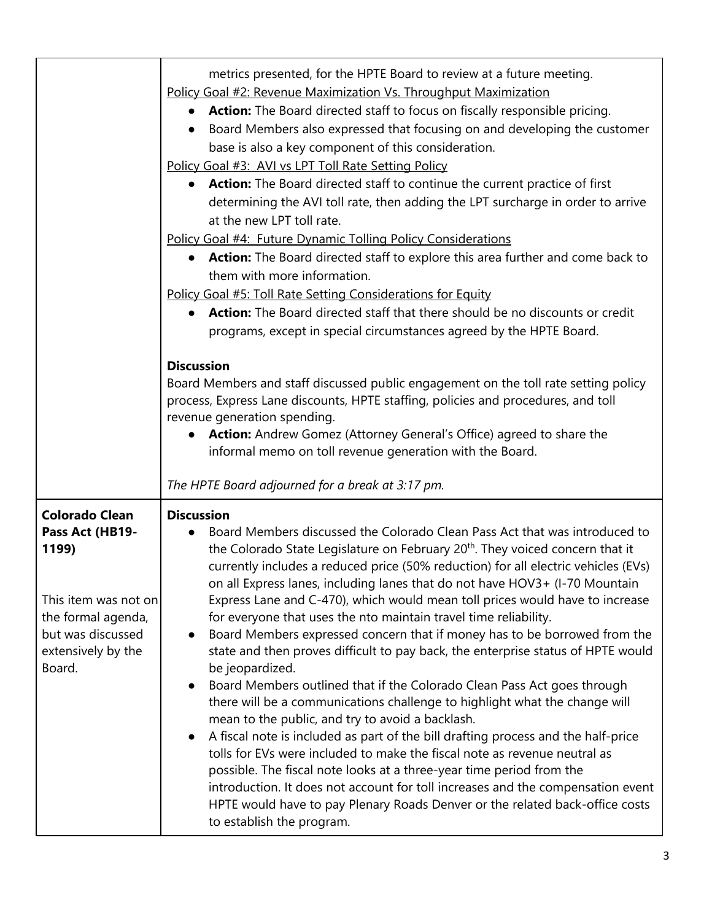| | |
|---|---|
| | metrics presented, for the HPTE Board to review at a future meeting.<br><u>Policy Goal #2: Revenue Maximization Vs. Throughput Maximization</u><br>• **Action:** The Board directed staff to focus on fiscally responsible pricing.<br>• Board Members also expressed that focusing on and developing the customer base is also a key component of this consideration.<br><u>Policy Goal #3: AVI vs LPT Toll Rate Setting Policy</u><br>• **Action:** The Board directed staff to continue the current practice of first determining the AVI toll rate, then adding the LPT surcharge in order to arrive at the new LPT toll rate.<br><u>Policy Goal #4: Future Dynamic Tolling Policy Considerations</u><br>• **Action:** The Board directed staff to explore this area further and come back to them with more information.<br><u>Policy Goal #5: Toll Rate Setting Considerations for Equity</u><br>• **Action:** The Board directed staff that there should be no discounts or credit programs, except in special circumstances agreed by the HPTE Board.<br><br>**Discussion**<br>Board Members and staff discussed public engagement on the toll rate setting policy process, Express Lane discounts, HPTE staffing, policies and procedures, and toll revenue generation spending.<br>• **Action:** Andrew Gomez (Attorney General's Office) agreed to share the informal memo on toll revenue generation with the Board.<br><br>*The HPTE Board adjourned for a break at 3:17 pm.* |
| **Colorado Clean Pass Act (HB19-1199)**<br><br>This item was not on the formal agenda, but was discussed extensively by the Board. | **Discussion**<br>• Board Members discussed the Colorado Clean Pass Act that was introduced to the Colorado State Legislature on February 20th. They voiced concern that it currently includes a reduced price (50% reduction) for all electric vehicles (EVs) on all Express lanes, including lanes that do not have HOV3+ (I-70 Mountain Express Lane and C-470), which would mean toll prices would have to increase for everyone that uses the nto maintain travel time reliability.<br>• Board Members expressed concern that if money has to be borrowed from the state and then proves difficult to pay back, the enterprise status of HPTE would be jeopardized.<br>• Board Members outlined that if the Colorado Clean Pass Act goes through there will be a communications challenge to highlight what the change will mean to the public, and try to avoid a backlash.<br>• A fiscal note is included as part of the bill drafting process and the half-price tolls for EVs were included to make the fiscal note as revenue neutral as possible. The fiscal note looks at a three-year time period from the introduction. It does not account for toll increases and the compensation event HPTE would have to pay Plenary Roads Denver or the related back-office costs to establish the program. |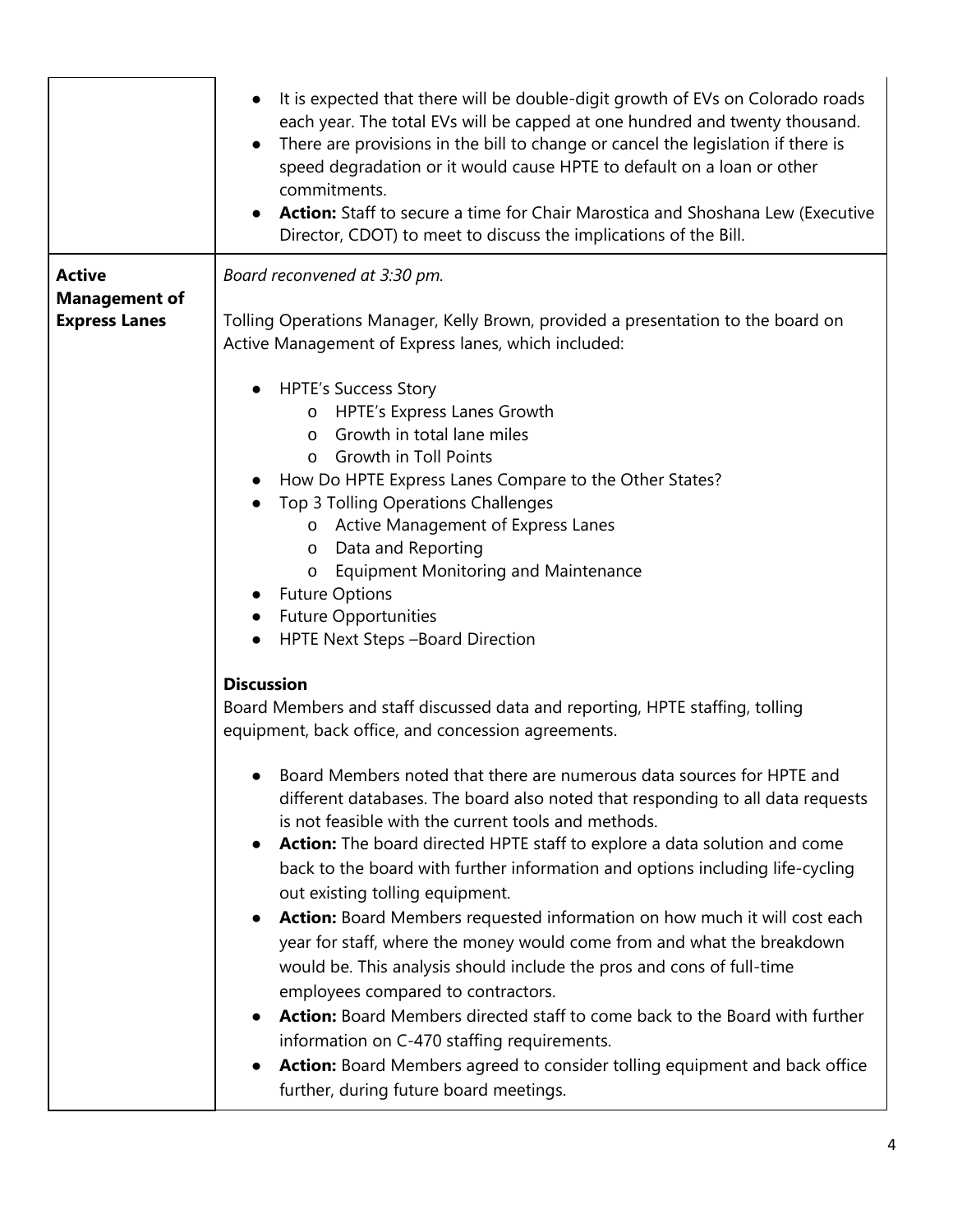| | |
|---|---|
| | <ul><li>It is expected that there will be double-digit growth of EVs on Colorado roads each year. The total EVs will be capped at one hundred and twenty thousand.</li><li>There are provisions in the bill to change or cancel the legislation if there is speed degradation or it would cause HPTE to default on a loan or other commitments.</li><li>**Action:** Staff to secure a time for Chair Marostica and Shoshana Lew (Executive Director, CDOT) to meet to discuss the implications of the Bill.</li></ul> |
| **Active Management of Express Lanes** | *Board reconvened at 3:30 pm.*<br><br>Tolling Operations Manager, Kelly Brown, provided a presentation to the board on Active Management of Express lanes, which included:<br><ul><li>HPTE's Success Story<ul><li>HPTE's Express Lanes Growth</li><li>Growth in total lane miles</li><li>Growth in Toll Points</li></ul></li><li>How Do HPTE Express Lanes Compare to the Other States?</li><li>Top 3 Tolling Operations Challenges<ul><li>Active Management of Express Lanes</li><li>Data and Reporting</li><li>Equipment Monitoring and Maintenance</li></ul></li><li>Future Options</li><li>Future Opportunities</li><li>HPTE Next Steps –Board Direction</li></ul>**Discussion**<br>Board Members and staff discussed data and reporting, HPTE staffing, tolling equipment, back office, and concession agreements.<br><ul><li>Board Members noted that there are numerous data sources for HPTE and different databases. The board also noted that responding to all data requests is not feasible with the current tools and methods.</li><li>**Action:** The board directed HPTE staff to explore a data solution and come back to the board with further information and options including life-cycling out existing tolling equipment.</li><li>**Action:** Board Members requested information on how much it will cost each year for staff, where the money would come from and what the breakdown would be. This analysis should include the pros and cons of full-time employees compared to contractors.</li><li>**Action:** Board Members directed staff to come back to the Board with further information on C-470 staffing requirements.</li><li>**Action:** Board Members agreed to consider tolling equipment and back office further, during future board meetings.</li></ul> |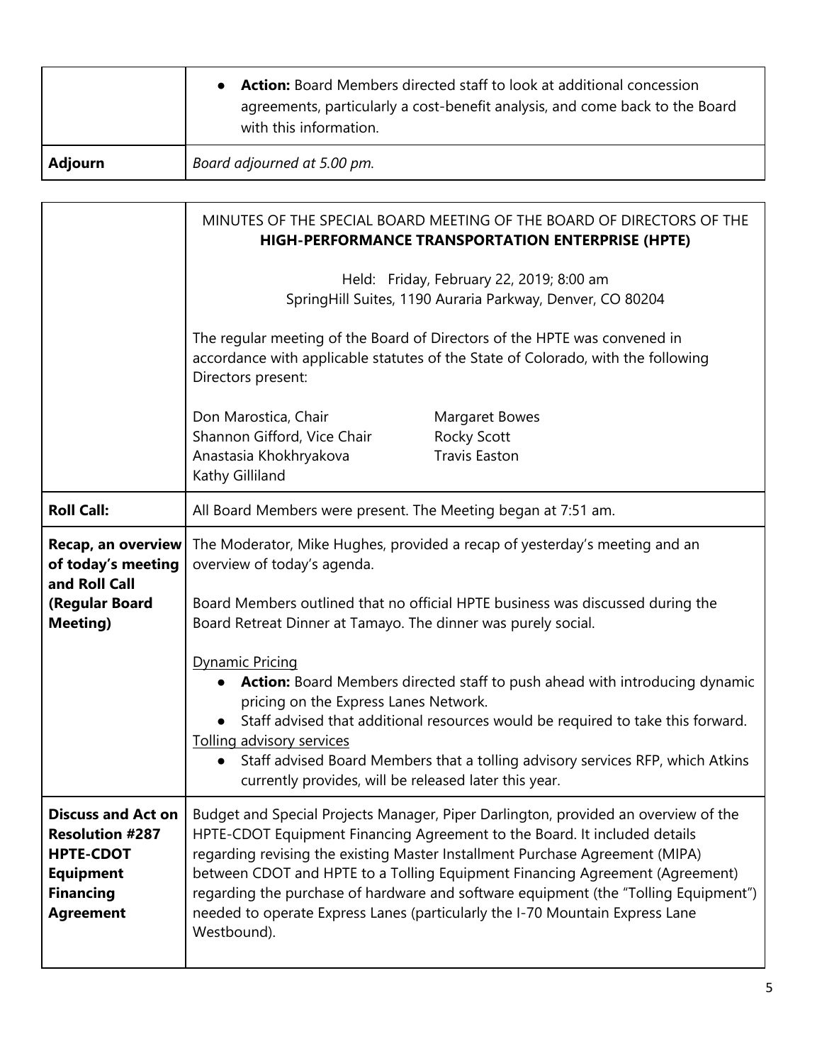| | |
|---|---|
| | • **Action:** Board Members directed staff to look at additional concession agreements, particularly a cost-benefit analysis, and come back to the Board with this information. |
| **Adjourn** | *Board adjourned at 5.00 pm.* |

| | |
|---|---|
| | MINUTES OF THE SPECIAL BOARD MEETING OF THE BOARD OF DIRECTORS OF THE **HIGH-PERFORMANCE TRANSPORTATION ENTERPRISE (HPTE)**<br><br>Held: Friday, February 22, 2019; 8:00 am<br>SpringHill Suites, 1190 Auraria Parkway, Denver, CO 80204<br><br>The regular meeting of the Board of Directors of the HPTE was convened in accordance with applicable statutes of the State of Colorado, with the following Directors present:<br><br>Don Marostica, Chair<br>Shannon Gifford, Vice Chair<br>Anastasia Khokhryakova<br>Kathy Gilliland<br>Margaret Bowes<br>Rocky Scott<br>Travis Easton |
| **Roll Call:** | All Board Members were present. The Meeting began at 7:51 am. |
| **Recap, an overview of today's meeting and Roll Call (Regular Board Meeting)** | The Moderator, Mike Hughes, provided a recap of yesterday's meeting and an overview of today's agenda.<br><br>Board Members outlined that no official HPTE business was discussed during the Board Retreat Dinner at Tamayo. The dinner was purely social.<br><br>Dynamic Pricing<br>• **Action:** Board Members directed staff to push ahead with introducing dynamic pricing on the Express Lanes Network.<br>• Staff advised that additional resources would be required to take this forward.<br>Tolling advisory services<br>• Staff advised Board Members that a tolling advisory services RFP, which Atkins currently provides, will be released later this year. |
| **Discuss and Act on Resolution #287 HPTE-CDOT Equipment Financing Agreement** | Budget and Special Projects Manager, Piper Darlington, provided an overview of the HPTE-CDOT Equipment Financing Agreement to the Board. It included details regarding revising the existing Master Installment Purchase Agreement (MIPA) between CDOT and HPTE to a Tolling Equipment Financing Agreement (Agreement) regarding the purchase of hardware and software equipment (the "Tolling Equipment") needed to operate Express Lanes (particularly the I-70 Mountain Express Lane Westbound). |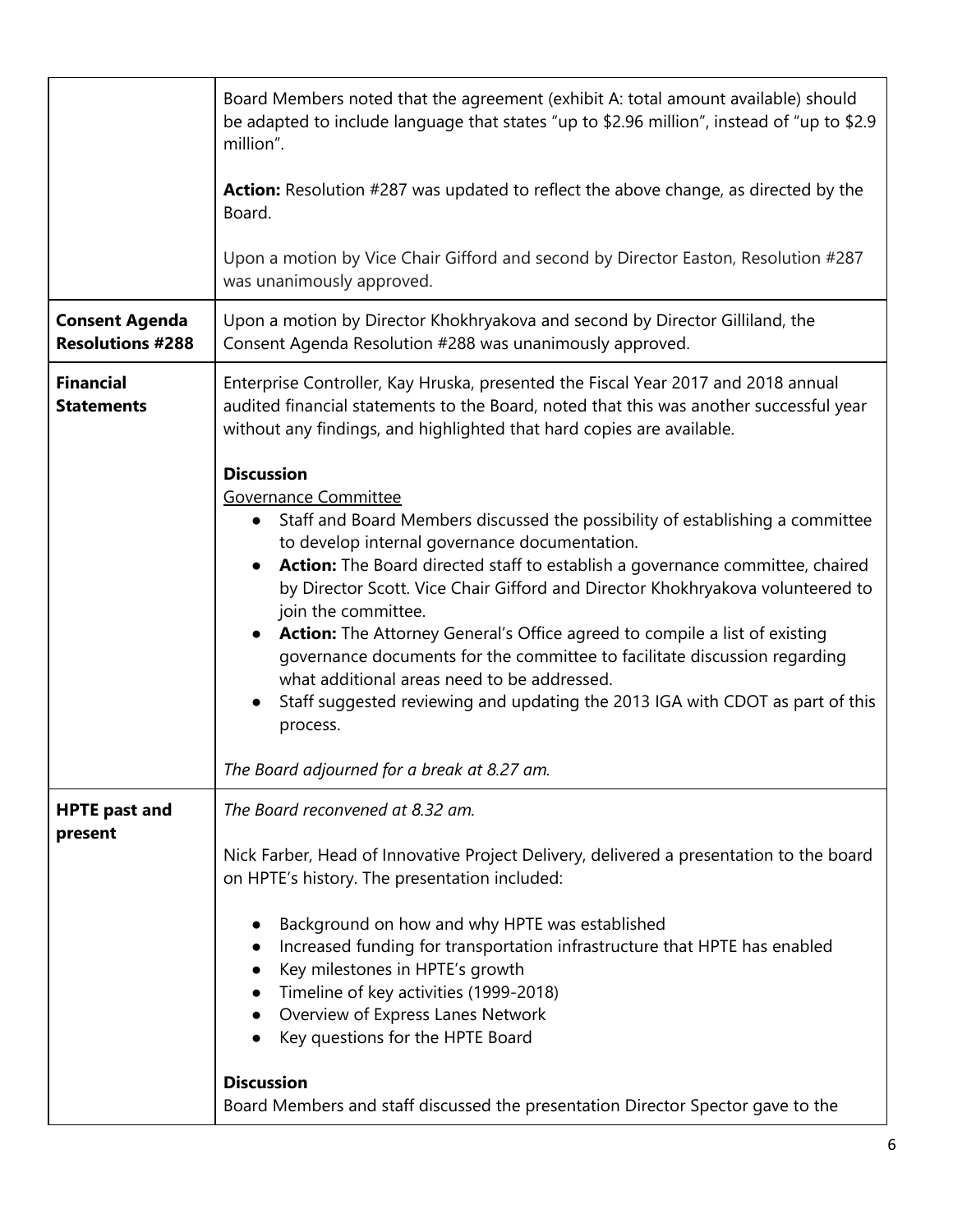| | |
|---|---|
| | Board Members noted that the agreement (exhibit A: total amount available) should be adapted to include language that states "up to \$2.96 million", instead of "up to \$2.9 million".<br><br>**Action:** Resolution #287 was updated to reflect the above change, as directed by the Board.<br><br>Upon a motion by Vice Chair Gifford and second by Director Easton, Resolution #287 was unanimously approved. |
| **Consent Agenda Resolutions #288** | Upon a motion by Director Khokhryakova and second by Director Gilliland, the Consent Agenda Resolution #288 was unanimously approved. |
| **Financial Statements** | Enterprise Controller, Kay Hruska, presented the Fiscal Year 2017 and 2018 annual audited financial statements to the Board, noted that this was another successful year without any findings, and highlighted that hard copies are available.<br><br>**Discussion**<br>Governance Committee<br>• Staff and Board Members discussed the possibility of establishing a committee to develop internal governance documentation.<br>• **Action:** The Board directed staff to establish a governance committee, chaired by Director Scott. Vice Chair Gifford and Director Khokhryakova volunteered to join the committee.<br>• **Action:** The Attorney General's Office agreed to compile a list of existing governance documents for the committee to facilitate discussion regarding what additional areas need to be addressed.<br>• Staff suggested reviewing and updating the 2013 IGA with CDOT as part of this process.<br><br>*The Board adjourned for a break at 8.27 am.* |
| **HPTE past and present** | *The Board reconvened at 8.32 am.*<br><br>Nick Farber, Head of Innovative Project Delivery, delivered a presentation to the board on HPTE's history. The presentation included:<br><br>• Background on how and why HPTE was established<br>• Increased funding for transportation infrastructure that HPTE has enabled<br>• Key milestones in HPTE's growth<br>• Timeline of key activities (1999-2018)<br>• Overview of Express Lanes Network<br>• Key questions for the HPTE Board<br><br>**Discussion**<br>Board Members and staff discussed the presentation Director Spector gave to the |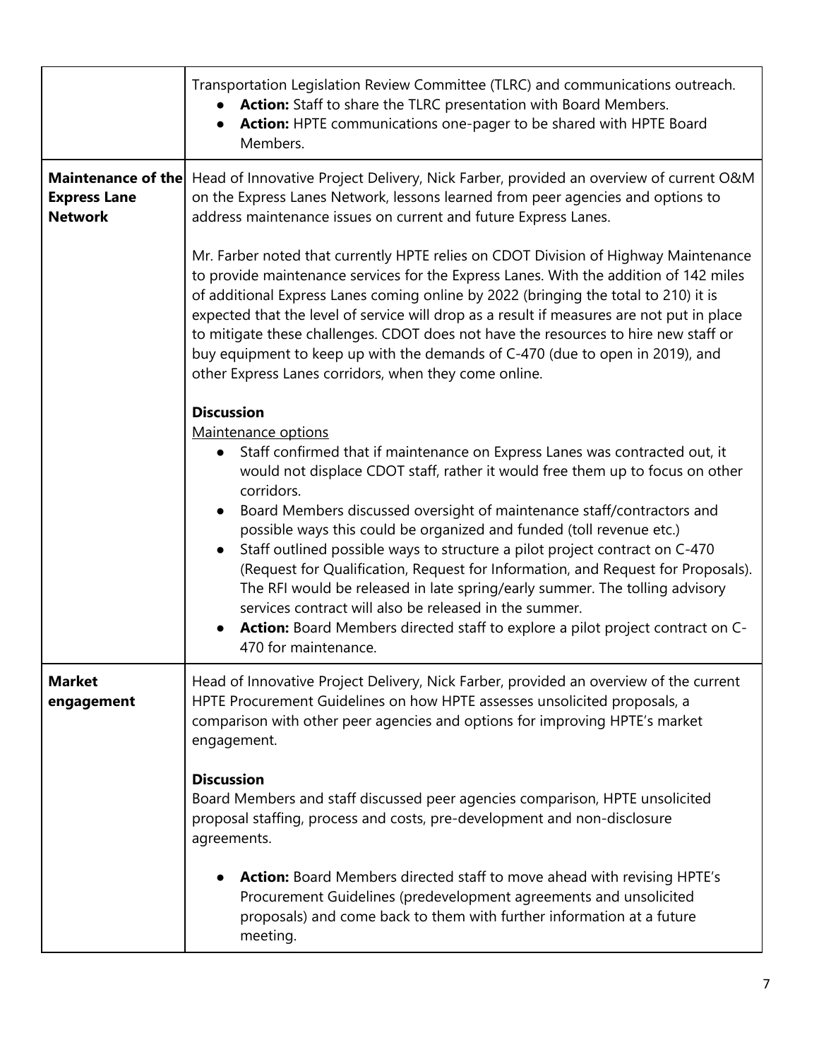| | |
|---|---|
| | Transportation Legislation Review Committee (TLRC) and communications outreach.<br>• **Action:** Staff to share the TLRC presentation with Board Members.<br>• **Action:** HPTE communications one-pager to be shared with HPTE Board Members. |
| **Maintenance of the Express Lane Network** | Head of Innovative Project Delivery, Nick Farber, provided an overview of current O&M on the Express Lanes Network, lessons learned from peer agencies and options to address maintenance issues on current and future Express Lanes.<br><br>Mr. Farber noted that currently HPTE relies on CDOT Division of Highway Maintenance to provide maintenance services for the Express Lanes. With the addition of 142 miles of additional Express Lanes coming online by 2022 (bringing the total to 210) it is expected that the level of service will drop as a result if measures are not put in place to mitigate these challenges. CDOT does not have the resources to hire new staff or buy equipment to keep up with the demands of C-470 (due to open in 2019), and other Express Lanes corridors, when they come online.<br><br>**Discussion**<br><u>Maintenance options</u><br>• Staff confirmed that if maintenance on Express Lanes was contracted out, it would not displace CDOT staff, rather it would free them up to focus on other corridors.<br>• Board Members discussed oversight of maintenance staff/contractors and possible ways this could be organized and funded (toll revenue etc.)<br>• Staff outlined possible ways to structure a pilot project contract on C-470 (Request for Qualification, Request for Information, and Request for Proposals). The RFI would be released in late spring/early summer. The tolling advisory services contract will also be released in the summer.<br>• **Action:** Board Members directed staff to explore a pilot project contract on C-470 for maintenance. |
| **Market engagement** | Head of Innovative Project Delivery, Nick Farber, provided an overview of the current HPTE Procurement Guidelines on how HPTE assesses unsolicited proposals, a comparison with other peer agencies and options for improving HPTE's market engagement.<br><br>**Discussion**<br>Board Members and staff discussed peer agencies comparison, HPTE unsolicited proposal staffing, process and costs, pre-development and non-disclosure agreements.<br><br>• **Action:** Board Members directed staff to move ahead with revising HPTE's Procurement Guidelines (predevelopment agreements and unsolicited proposals) and come back to them with further information at a future meeting. |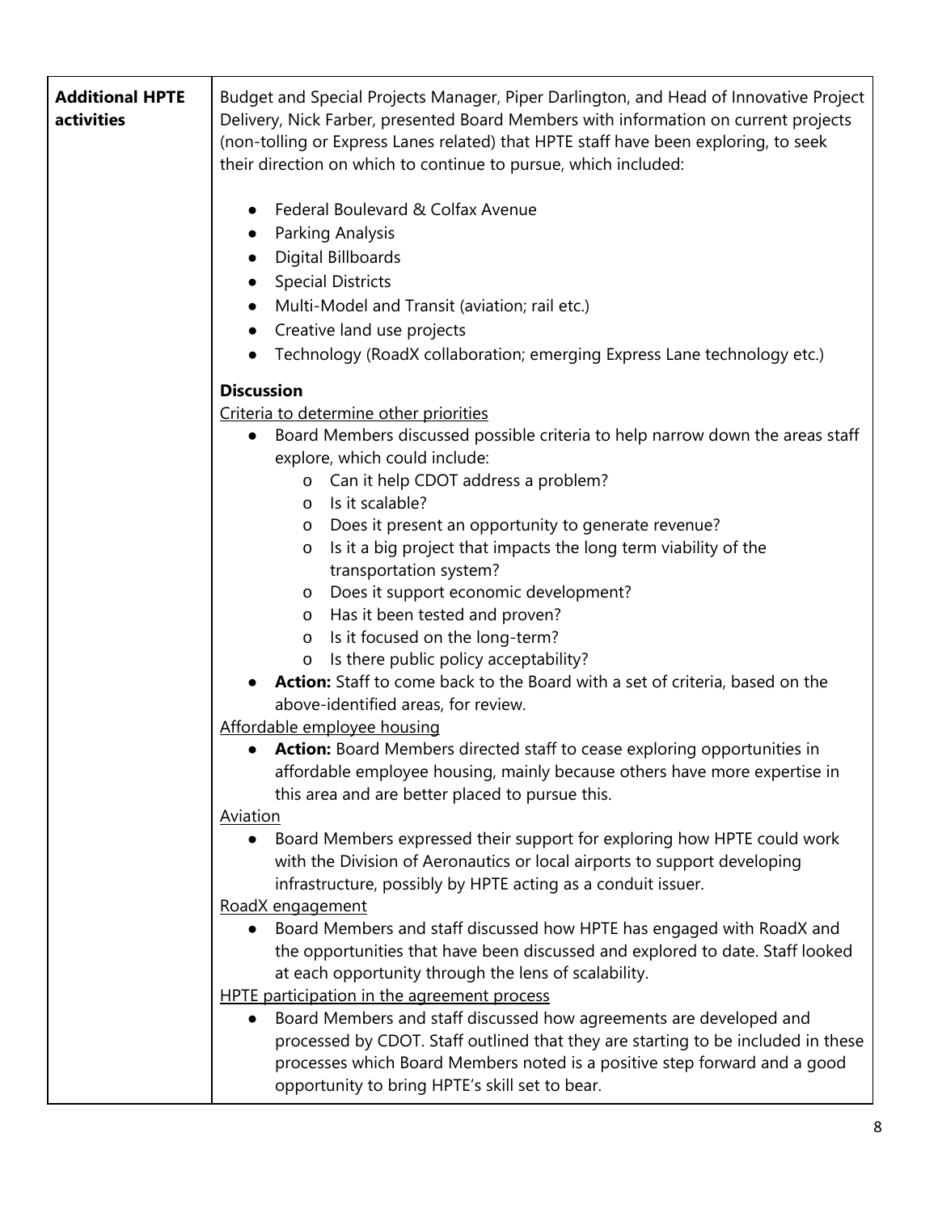| | |
|---|---|
| **Additional HPTE activities** | Budget and Special Projects Manager, Piper Darlington, and Head of Innovative Project Delivery, Nick Farber, presented Board Members with information on current projects (non-tolling or Express Lanes related) that HPTE staff have been exploring, to seek their direction on which to continue to pursue, which included:<br><br>● Federal Boulevard & Colfax Avenue<br>● Parking Analysis<br>● Digital Billboards<br>● Special Districts<br>● Multi-Model and Transit (aviation; rail etc.)<br>● Creative land use projects<br>● Technology (RoadX collaboration; emerging Express Lane technology etc.)<br><br>**Discussion**<br><u>Criteria to determine other priorities</u><br>● Board Members discussed possible criteria to help narrow down the areas staff explore, which could include:<br>&nbsp;&nbsp;&nbsp;&nbsp;o Can it help CDOT address a problem?<br>&nbsp;&nbsp;&nbsp;&nbsp;o Is it scalable?<br>&nbsp;&nbsp;&nbsp;&nbsp;o Does it present an opportunity to generate revenue?<br>&nbsp;&nbsp;&nbsp;&nbsp;o Is it a big project that impacts the long term viability of the transportation system?<br>&nbsp;&nbsp;&nbsp;&nbsp;o Does it support economic development?<br>&nbsp;&nbsp;&nbsp;&nbsp;o Has it been tested and proven?<br>&nbsp;&nbsp;&nbsp;&nbsp;o Is it focused on the long-term?<br>&nbsp;&nbsp;&nbsp;&nbsp;o Is there public policy acceptability?<br>● **Action:** Staff to come back to the Board with a set of criteria, based on the above-identified areas, for review.<br><u>Affordable employee housing</u><br>● **Action:** Board Members directed staff to cease exploring opportunities in affordable employee housing, mainly because others have more expertise in this area and are better placed to pursue this.<br><u>Aviation</u><br>● Board Members expressed their support for exploring how HPTE could work with the Division of Aeronautics or local airports to support developing infrastructure, possibly by HPTE acting as a conduit issuer.<br><u>RoadX engagement</u><br>● Board Members and staff discussed how HPTE has engaged with RoadX and the opportunities that have been discussed and explored to date. Staff looked at each opportunity through the lens of scalability.<br><u>HPTE participation in the agreement process</u><br>● Board Members and staff discussed how agreements are developed and processed by CDOT. Staff outlined that they are starting to be included in these processes which Board Members noted is a positive step forward and a good opportunity to bring HPTE's skill set to bear. |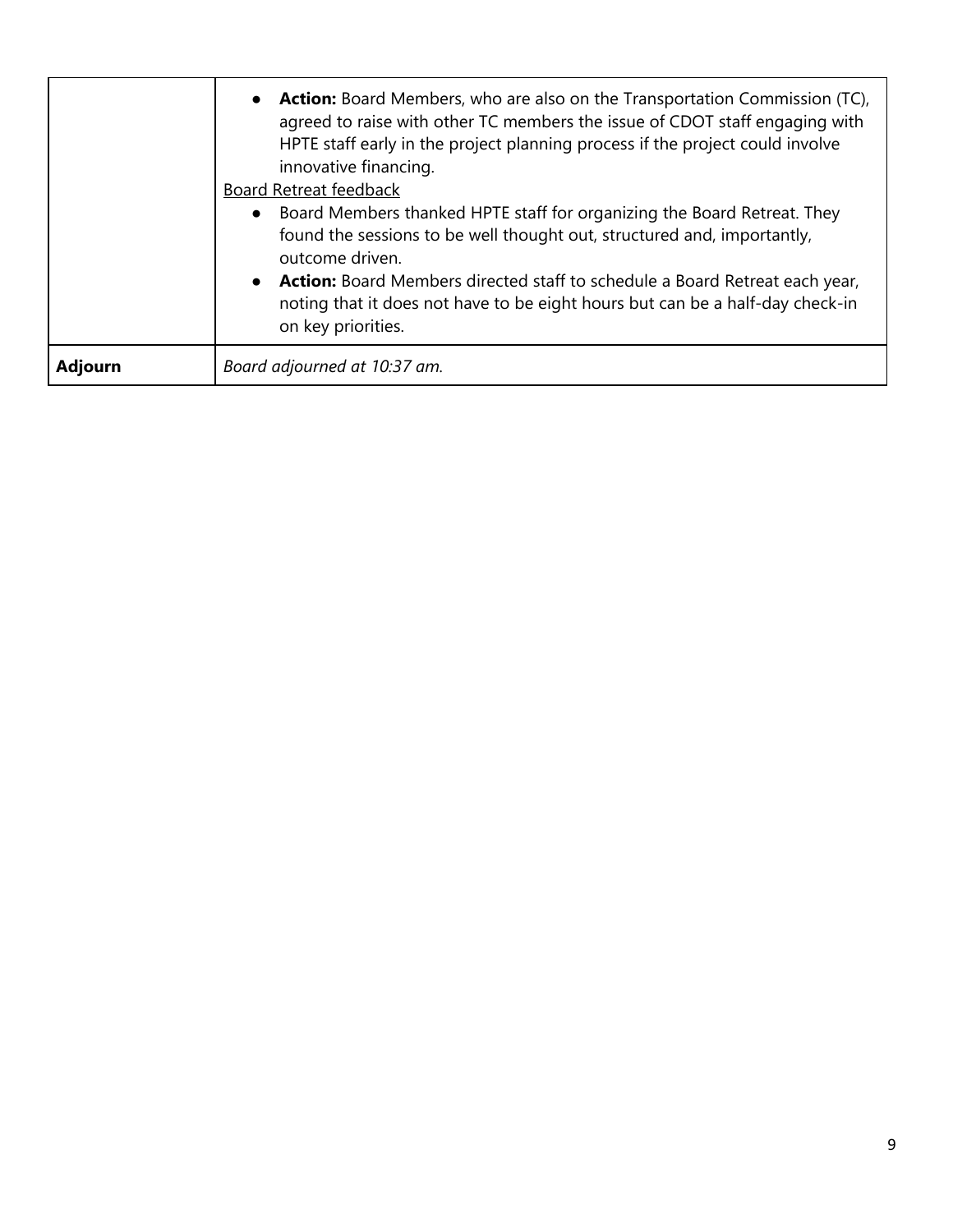| | |
|---|---|
| | • **Action:** Board Members, who are also on the Transportation Commission (TC), agreed to raise with other TC members the issue of CDOT staff engaging with HPTE staff early in the project planning process if the project could involve innovative financing.<br>Board Retreat feedback<br>• Board Members thanked HPTE staff for organizing the Board Retreat. They found the sessions to be well thought out, structured and, importantly, outcome driven.<br>• **Action:** Board Members directed staff to schedule a Board Retreat each year, noting that it does not have to be eight hours but can be a half-day check-in on key priorities. |
| **Adjourn** | *Board adjourned at 10:37 am.* |